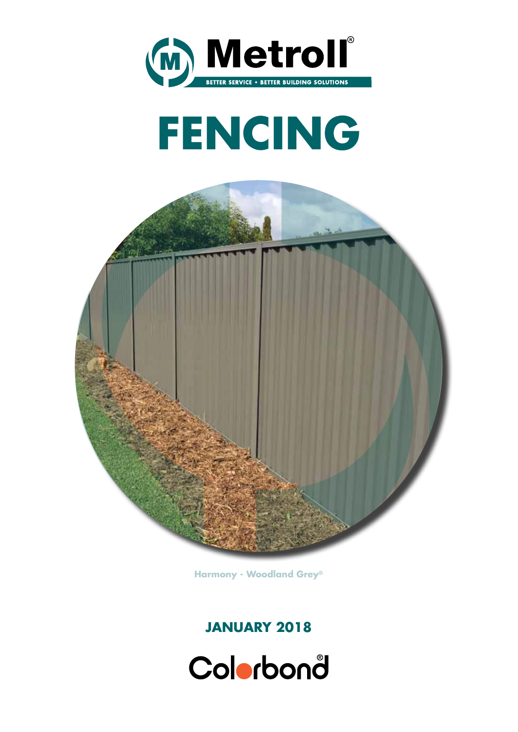Metroll®

BETTER SERVICE • BETTER BUILDING SOLUTIONS

# FENCING

Harmony - Woodland Grey®

**JANUARY 2018**

Colorbond®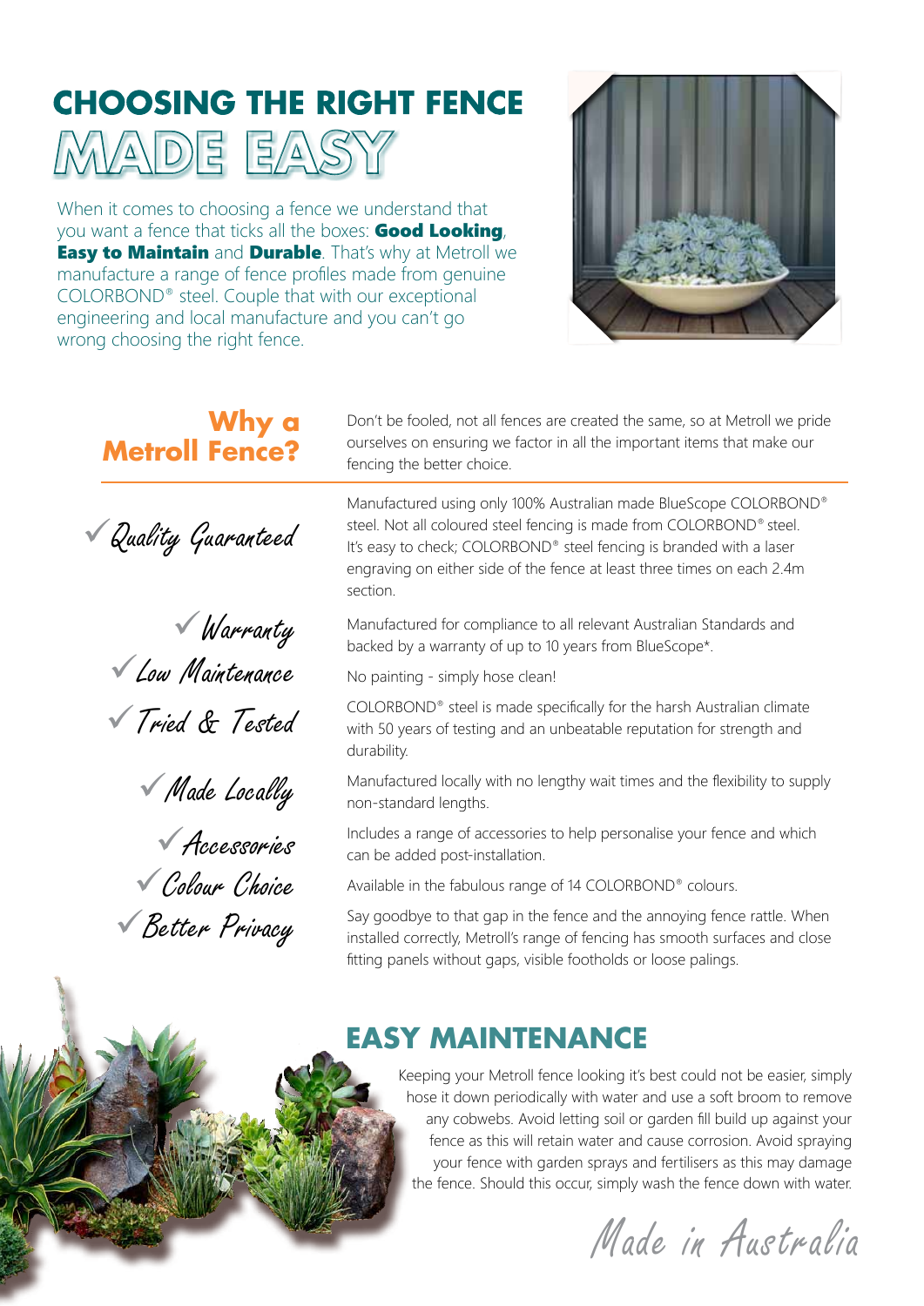# CHOOSING THE RIGHT FENCE MADE EASY

When it comes to choosing a fence we understand that you want a fence that ticks all the boxes: **Good Looking**, **Easy to Maintain** and **Durable**. That's why at Metroll we manufacture a range of fence profiles made from genuine COLORBOND® steel. Couple that with our exceptional engineering and local manufacture and you can't go wrong choosing the right fence.

## Why a Metroll Fence?

Don't be fooled, not all fences are created the same, so at Metroll we pride ourselves on ensuring we factor in all the important items that make our fencing the better choice.

**✓ Quality Guaranteed**
Manufactured using only 100% Australian made BlueScope COLORBOND® steel. Not all coloured steel fencing is made from COLORBOND® steel. It's easy to check; COLORBOND® steel fencing is branded with a laser engraving on either side of the fence at least three times on each 2.4m section.

**✓ Warranty**
Manufactured for compliance to all relevant Australian Standards and backed by a warranty of up to 10 years from BlueScope*.

**✓ Low Maintenance**
No painting - simply hose clean!

**✓ Tried & Tested**
COLORBOND® steel is made specifically for the harsh Australian climate with 50 years of testing and an unbeatable reputation for strength and durability.

**✓ Made Locally**
Manufactured locally with no lengthy wait times and the flexibility to supply non-standard lengths.

**✓ Accessories**
Includes a range of accessories to help personalise your fence and which can be added post-installation.

**✓ Colour Choice**
Available in the fabulous range of 14 COLORBOND® colours.

**✓ Better Privacy**
Say goodbye to that gap in the fence and the annoying fence rattle. When installed correctly, Metroll's range of fencing has smooth surfaces and close fitting panels without gaps, visible footholds or loose palings.

## EASY MAINTENANCE

Keeping your Metroll fence looking it's best could not be easier, simply hose it down periodically with water and use a soft broom to remove any cobwebs. Avoid letting soil or garden fill build up against your fence as this will retain water and cause corrosion. Avoid spraying your fence with garden sprays and fertilisers as this may damage the fence. Should this occur, simply wash the fence down with water.

*Made in Australia*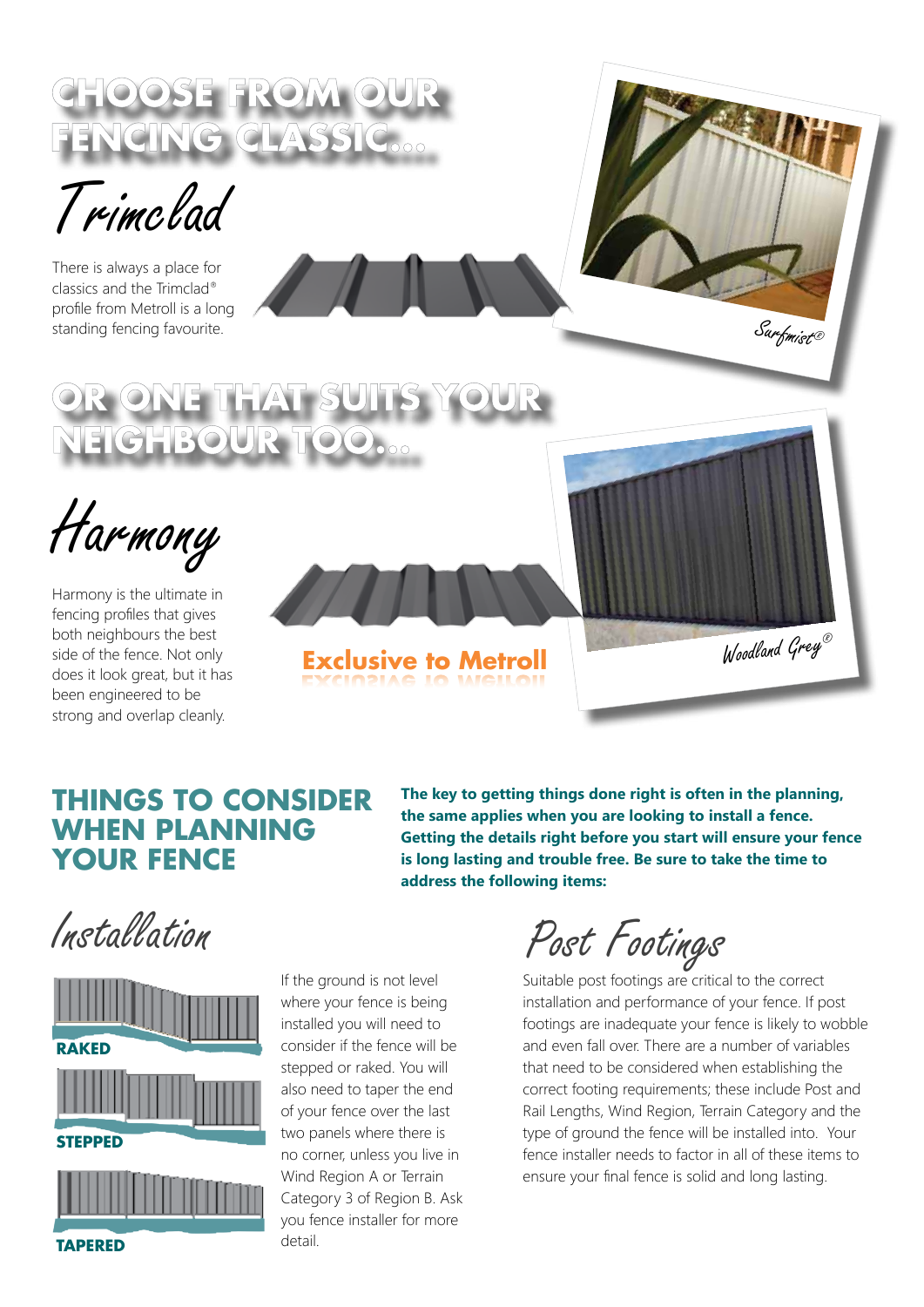# CHOOSE FROM OUR FENCING CLASSIC...

## Trimclad

There is always a place for classics and the Trimclad® profile from Metroll is a long standing fencing favourite.

Surfmist®

# OR ONE THAT SUITS YOUR NEIGHBOUR TOO...

## Harmony

Harmony is the ultimate in fencing profiles that gives both neighbours the best side of the fence. Not only does it look great, but it has been engineered to be strong and overlap cleanly.

**Exclusive to Metroll**

Woodland Grey®

# THINGS TO CONSIDER WHEN PLANNING YOUR FENCE

**The key to getting things done right is often in the planning, the same applies when you are looking to install a fence. Getting the details right before you start will ensure your fence is long lasting and trouble free. Be sure to take the time to address the following items:**

## Installation

**RAKED**

**STEPPED**

**TAPERED**

If the ground is not level where your fence is being installed you will need to consider if the fence will be stepped or raked. You will also need to taper the end of your fence over the last two panels where there is no corner, unless you live in Wind Region A or Terrain Category 3 of Region B. Ask you fence installer for more detail.

## Post Footings

Suitable post footings are critical to the correct installation and performance of your fence. If post footings are inadequate your fence is likely to wobble and even fall over. There are a number of variables that need to be considered when establishing the correct footing requirements; these include Post and Rail Lengths, Wind Region, Terrain Category and the type of ground the fence will be installed into. Your fence installer needs to factor in all of these items to ensure your final fence is solid and long lasting.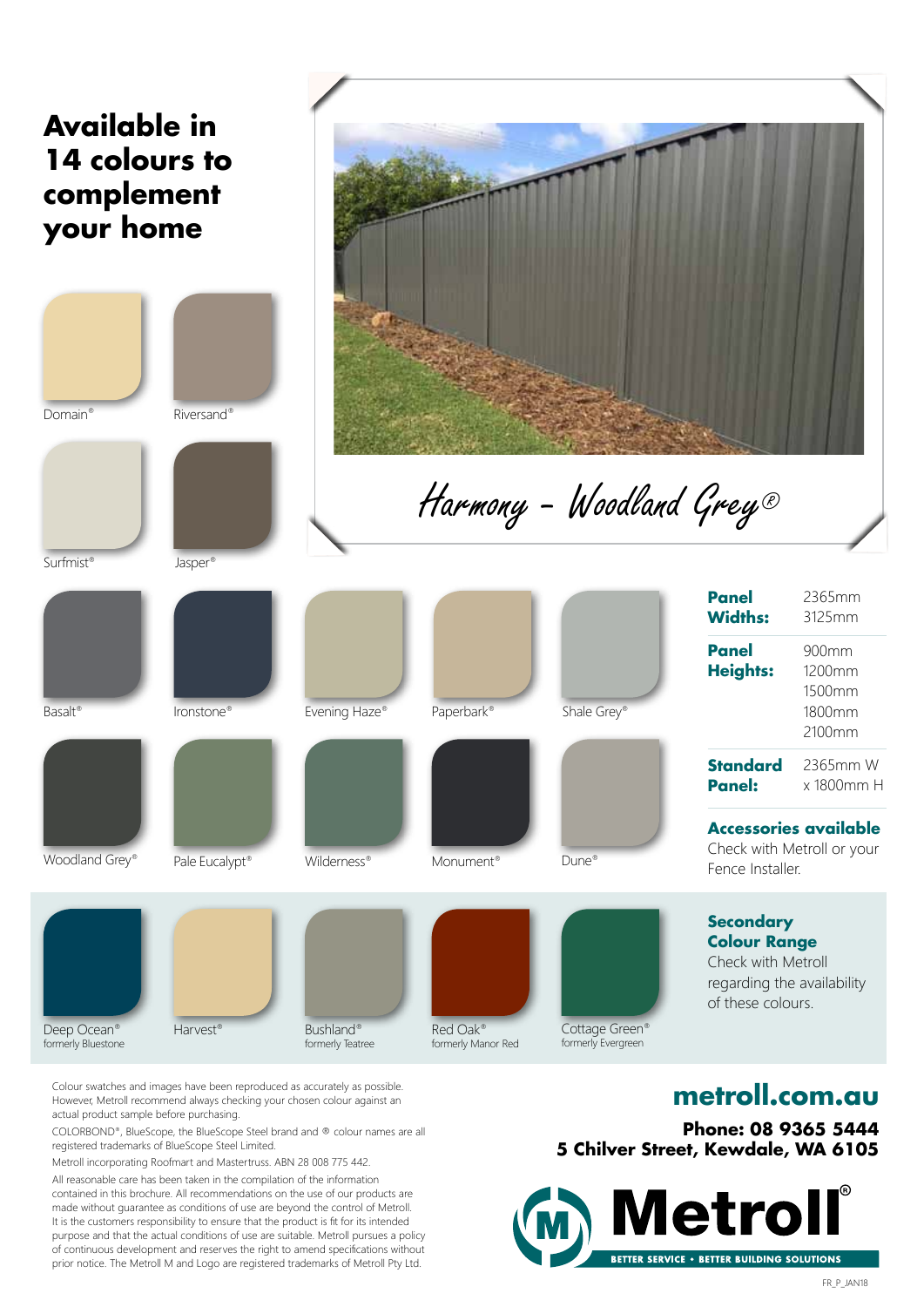# Available in 14 colours to complement your home

Harmony - Woodland Grey®

Domain®

Riversand®

Surfmist®

Jasper®

Basalt®

Ironstone®

Evening Haze®

Paperbark®

Shale Grey®

Woodland Grey®

Pale Eucalypt®

Wilderness®

Monument®

Dune®

| | |
|---|---|
| **Panel Widths:** | 2365mm<br>3125mm |
| **Panel Heights:** | 900mm<br>1200mm<br>1500mm<br>1800mm<br>2100mm |
| **Standard Panel:** | 2365mm W x 1800mm H |

**Accessories available**
Check with Metroll or your Fence Installer.

Deep Ocean®
formerly Bluestone

Harvest®

Bushland®
formerly Teatree

Red Oak®
formerly Manor Red

Cottage Green®
formerly Evergreen

**Secondary Colour Range**
Check with Metroll regarding the availability of these colours.

Colour swatches and images have been reproduced as accurately as possible. However, Metroll recommend always checking your chosen colour against an actual product sample before purchasing.

COLORBOND®, BlueScope, the BlueScope Steel brand and ® colour names are all registered trademarks of BlueScope Steel Limited.

Metroll incorporating Roofmart and Mastertruss. ABN 28 008 775 442.

All reasonable care has been taken in the compilation of the information contained in this brochure. All recommendations on the use of our products are made without guarantee as conditions of use are beyond the control of Metroll. It is the customers responsibility to ensure that the product is fit for its intended purpose and that the actual conditions of use are suitable. Metroll pursues a policy of continuous development and reserves the right to amend specifications without prior notice. The Metroll M and Logo are registered trademarks of Metroll Pty Ltd.

**metroll.com.au**

**Phone: 08 9365 5444**
**5 Chilver Street, Kewdale, WA 6105**

Metroll®
BETTER SERVICE • BETTER BUILDING SOLUTIONS

FR_P_JAN18